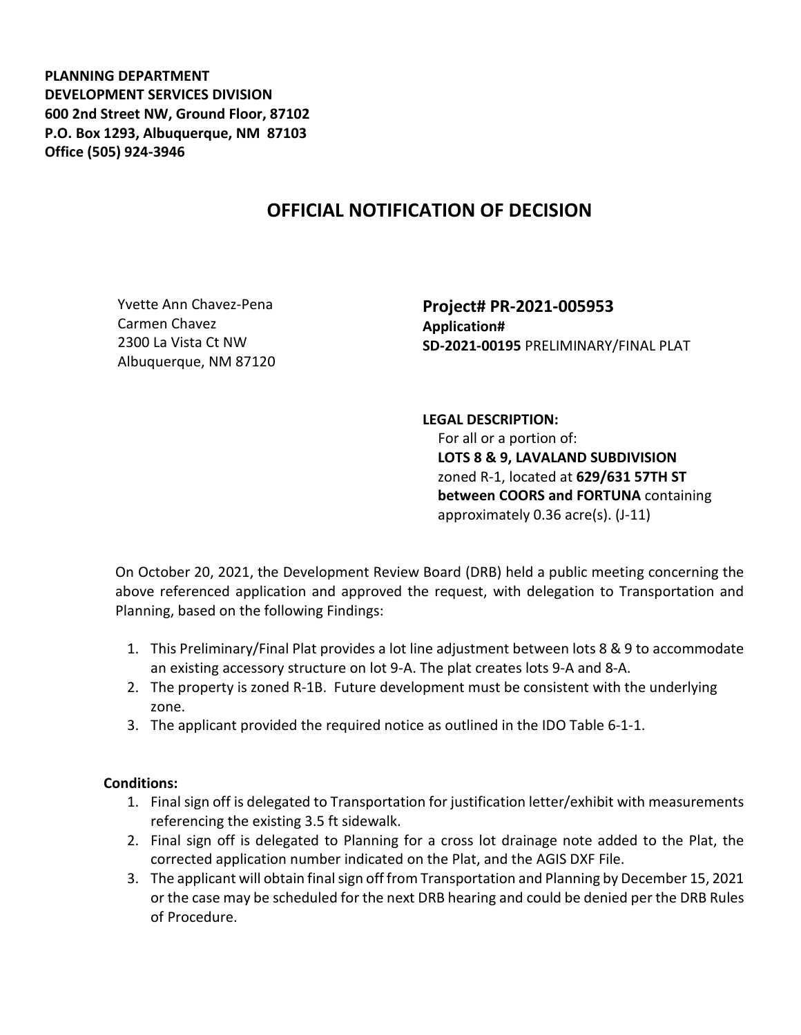**PLANNING DEPARTMENT**
**DEVELOPMENT SERVICES DIVISION**
**600 2nd Street NW, Ground Floor, 87102**
**P.O. Box 1293, Albuquerque, NM 87103**
**Office (505) 924-3946**

# OFFICIAL NOTIFICATION OF DECISION

Yvette Ann Chavez-Pena
Carmen Chavez
2300 La Vista Ct NW
Albuquerque, NM 87120

**Project# PR-2021-005953**
**Application#**
**SD-2021-00195** PRELIMINARY/FINAL PLAT

**LEGAL DESCRIPTION:**
For all or a portion of:
**LOTS 8 & 9, LAVALAND SUBDIVISION** zoned R-1, located at **629/631 57TH ST between COORS and FORTUNA** containing approximately 0.36 acre(s). (J-11)

On October 20, 2021, the Development Review Board (DRB) held a public meeting concerning the above referenced application and approved the request, with delegation to Transportation and Planning, based on the following Findings:

1. This Preliminary/Final Plat provides a lot line adjustment between lots 8 & 9 to accommodate an existing accessory structure on lot 9-A. The plat creates lots 9-A and 8-A.
2. The property is zoned R-1B. Future development must be consistent with the underlying zone.
3. The applicant provided the required notice as outlined in the IDO Table 6-1-1.

**Conditions:**

1. Final sign off is delegated to Transportation for justification letter/exhibit with measurements referencing the existing 3.5 ft sidewalk.
2. Final sign off is delegated to Planning for a cross lot drainage note added to the Plat, the corrected application number indicated on the Plat, and the AGIS DXF File.
3. The applicant will obtain final sign off from Transportation and Planning by December 15, 2021 or the case may be scheduled for the next DRB hearing and could be denied per the DRB Rules of Procedure.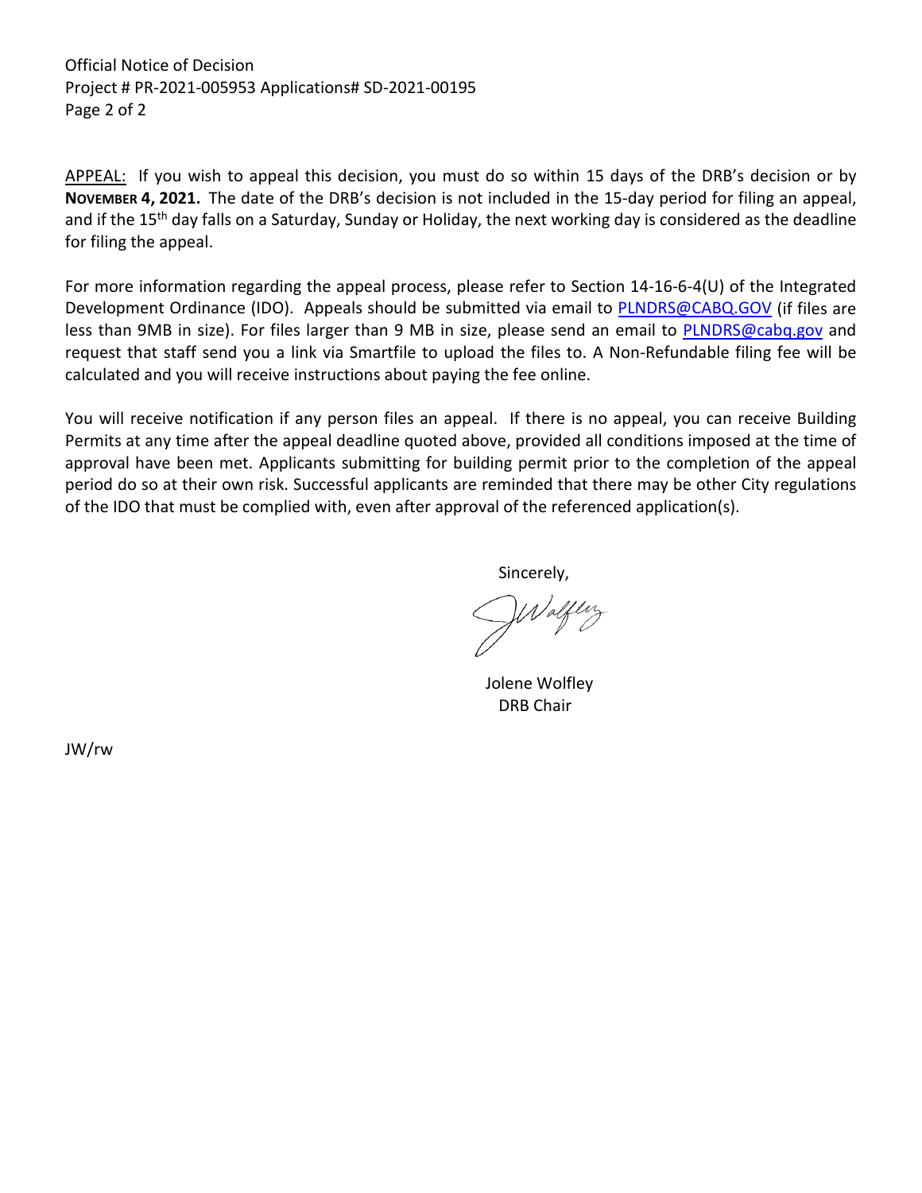APPEAL: If you wish to appeal this decision, you must do so within 15 days of the DRB's decision or by **NOVEMBER 4, 2021.** The date of the DRB's decision is not included in the 15-day period for filing an appeal, and if the 15th day falls on a Saturday, Sunday or Holiday, the next working day is considered as the deadline for filing the appeal.

For more information regarding the appeal process, please refer to Section 14-16-6-4(U) of the Integrated Development Ordinance (IDO). Appeals should be submitted via email to PLNDRS@CABQ.GOV (if files are less than 9MB in size). For files larger than 9 MB in size, please send an email to PLNDRS@cabq.gov and request that staff send you a link via Smartfile to upload the files to. A Non-Refundable filing fee will be calculated and you will receive instructions about paying the fee online.

You will receive notification if any person files an appeal. If there is no appeal, you can receive Building Permits at any time after the appeal deadline quoted above, provided all conditions imposed at the time of approval have been met. Applicants submitting for building permit prior to the completion of the appeal period do so at their own risk. Successful applicants are reminded that there may be other City regulations of the IDO that must be complied with, even after approval of the referenced application(s).

Sincerely,

Jolene Wolfley
DRB Chair

JW/rw